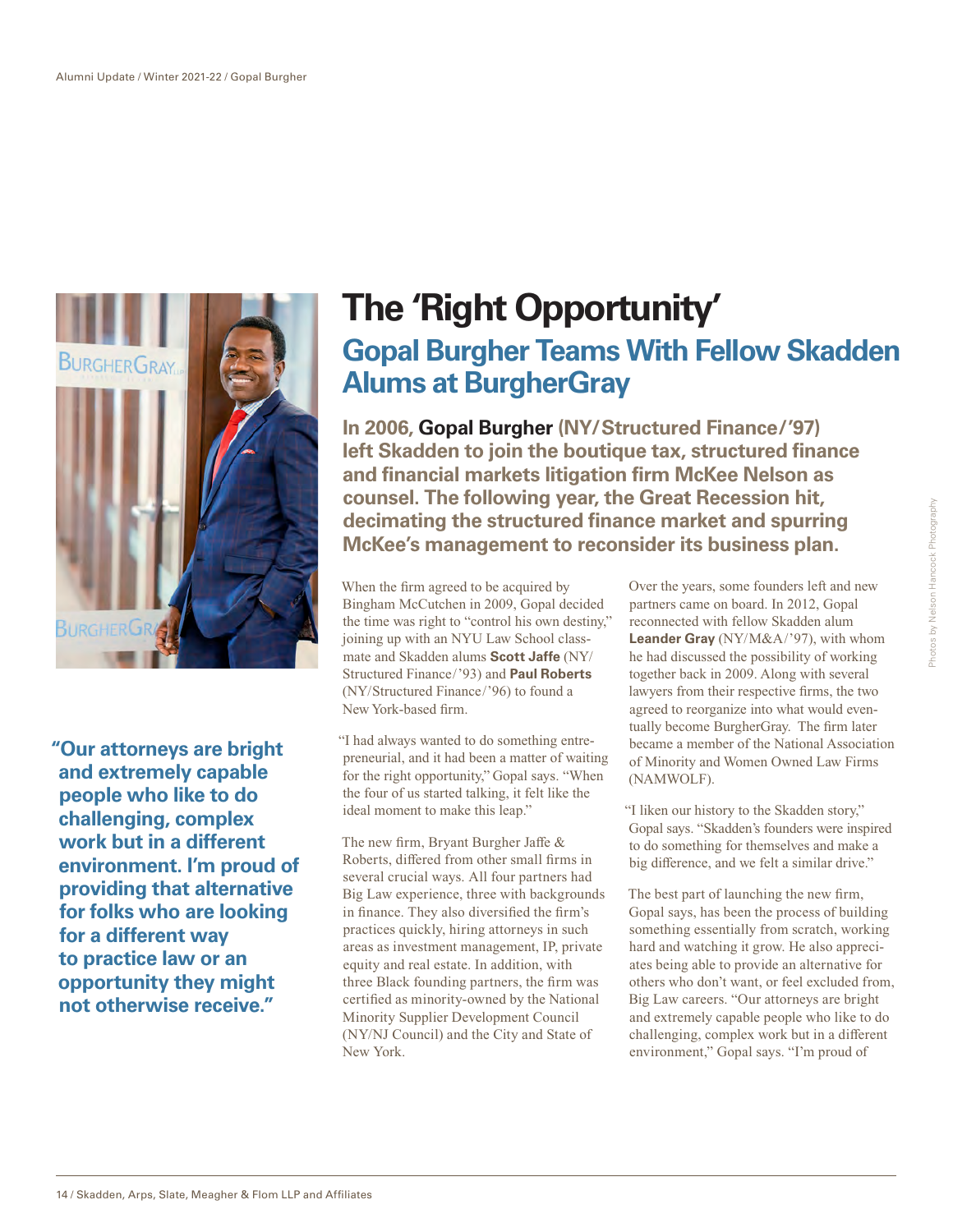# The 'Right Opportunity'

## Gopal Burgher Teams With Fellow Skadden Alums at BurgherGray

**In 2006, Gopal Burgher (NY/Structured Finance/'97) left Skadden to join the boutique tax, structured finance and financial markets litigation firm McKee Nelson as counsel. The following year, the Great Recession hit, decimating the structured finance market and spurring McKee's management to reconsider its business plan.**

> **"Our attorneys are bright and extremely capable people who like to do challenging, complex work but in a different environment. I'm proud of providing that alternative for folks who are looking for a different way to practice law or an opportunity they might not otherwise receive."**

When the firm agreed to be acquired by Bingham McCutchen in 2009, Gopal decided the time was right to "control his own destiny," joining up with an NYU Law School classmate and Skadden alums **Scott Jaffe** (NY/Structured Finance/'93) and **Paul Roberts** (NY/Structured Finance/'96) to found a New York-based firm.

"I had always wanted to do something entrepreneurial, and it had been a matter of waiting for the right opportunity," Gopal says. "When the four of us started talking, it felt like the ideal moment to make this leap."

The new firm, Bryant Burgher Jaffe & Roberts, differed from other small firms in several crucial ways. All four partners had Big Law experience, three with backgrounds in finance. They also diversified the firm's practices quickly, hiring attorneys in such areas as investment management, IP, private equity and real estate. In addition, with three Black founding partners, the firm was certified as minority-owned by the National Minority Supplier Development Council (NY/NJ Council) and the City and State of New York.

Over the years, some founders left and new partners came on board. In 2012, Gopal reconnected with fellow Skadden alum **Leander Gray** (NY/M&A/'97), with whom he had discussed the possibility of working together back in 2009. Along with several lawyers from their respective firms, the two agreed to reorganize into what would eventually become BurgherGray. The firm later became a member of the National Association of Minority and Women Owned Law Firms (NAMWOLF).

"I liken our history to the Skadden story," Gopal says. "Skadden's founders were inspired to do something for themselves and make a big difference, and we felt a similar drive."

The best part of launching the new firm, Gopal says, has been the process of building something essentially from scratch, working hard and watching it grow. He also appreciates being able to provide an alternative for others who don't want, or feel excluded from, Big Law careers. "Our attorneys are bright and extremely capable people who like to do challenging, complex work but in a different environment," Gopal says. "I'm proud of

Photos by Nelson Hancock Photography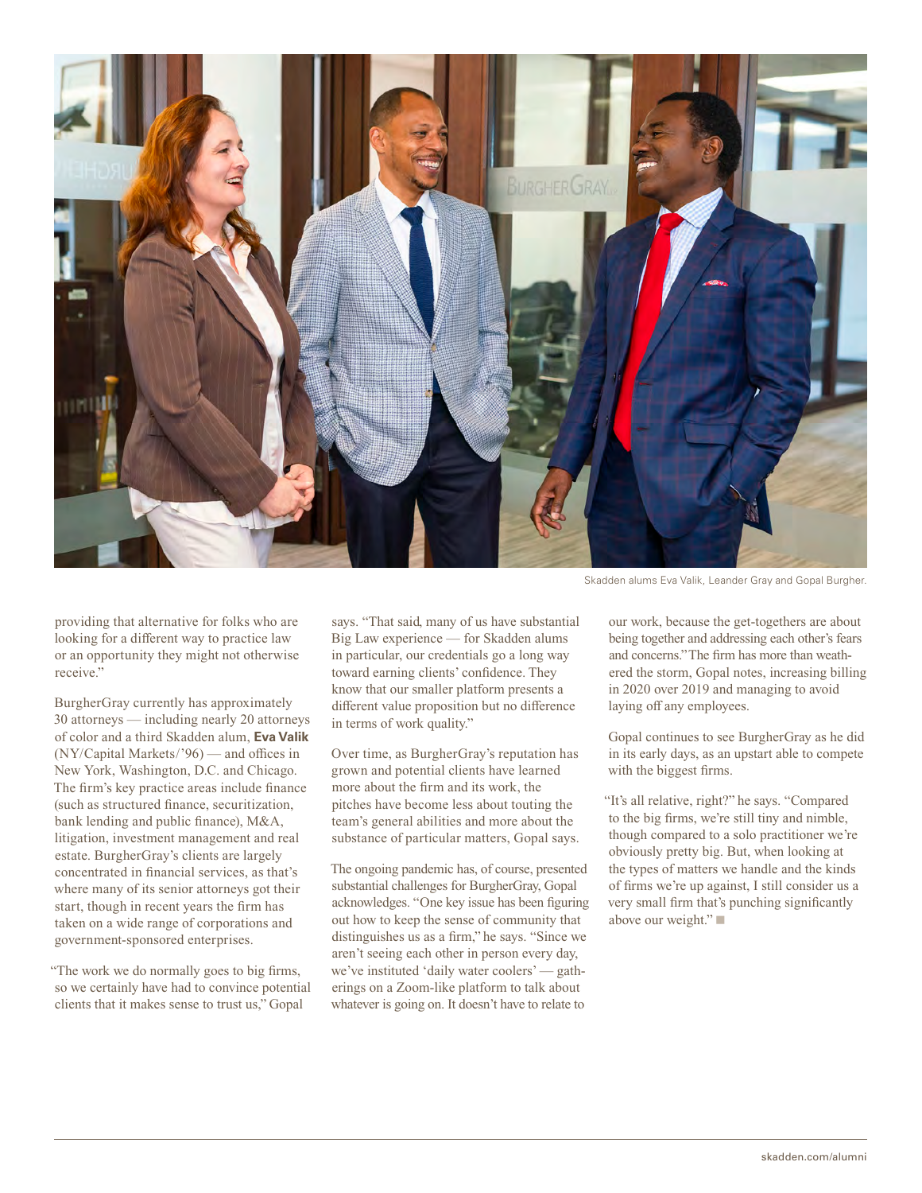Skadden alums Eva Valik, Leander Gray and Gopal Burgher.

providing that alternative for folks who are looking for a different way to practice law or an opportunity they might not otherwise receive."

BurgherGray currently has approximately 30 attorneys — including nearly 20 attorneys of color and a third Skadden alum, **Eva Valik** (NY/Capital Markets/'96) — and offices in New York, Washington, D.C. and Chicago. The firm's key practice areas include finance (such as structured finance, securitization, bank lending and public finance), M&A, litigation, investment management and real estate. BurgherGray's clients are largely concentrated in financial services, as that's where many of its senior attorneys got their start, though in recent years the firm has taken on a wide range of corporations and government-sponsored enterprises.

"The work we do normally goes to big firms, so we certainly have had to convince potential clients that it makes sense to trust us," Gopal says. "That said, many of us have substantial Big Law experience — for Skadden alums in particular, our credentials go a long way toward earning clients' confidence. They know that our smaller platform presents a different value proposition but no difference in terms of work quality."

Over time, as BurgherGray's reputation has grown and potential clients have learned more about the firm and its work, the pitches have become less about touting the team's general abilities and more about the substance of particular matters, Gopal says.

The ongoing pandemic has, of course, presented substantial challenges for BurgherGray, Gopal acknowledges. "One key issue has been figuring out how to keep the sense of community that distinguishes us as a firm," he says. "Since we aren't seeing each other in person every day, we've instituted 'daily water coolers' — gatherings on a Zoom-like platform to talk about whatever is going on. It doesn't have to relate to our work, because the get-togethers are about being together and addressing each other's fears and concerns." The firm has more than weathered the storm, Gopal notes, increasing billing in 2020 over 2019 and managing to avoid laying off any employees.

Gopal continues to see BurgherGray as he did in its early days, as an upstart able to compete with the biggest firms.

"It's all relative, right?" he says. "Compared to the big firms, we're still tiny and nimble, though compared to a solo practitioner we're obviously pretty big. But, when looking at the types of matters we handle and the kinds of firms we're up against, I still consider us a very small firm that's punching significantly above our weight." ■